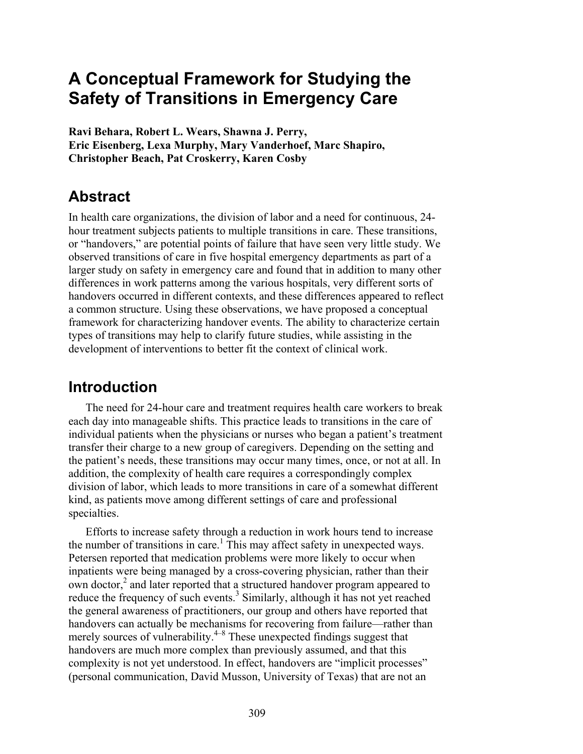# A Conceptual Framework for Studying the Safety of Transitions in Emergency Care

**Ravi Behara, Robert L. Wears, Shawna J. Perry, Eric Eisenberg, Lexa Murphy, Mary Vanderhoef, Marc Shapiro, Christopher Beach, Pat Croskerry, Karen Cosby**

## Abstract

In health care organizations, the division of labor and a need for continuous, 24-hour treatment subjects patients to multiple transitions in care. These transitions, or "handovers," are potential points of failure that have seen very little study. We observed transitions of care in five hospital emergency departments as part of a larger study on safety in emergency care and found that in addition to many other differences in work patterns among the various hospitals, very different sorts of handovers occurred in different contexts, and these differences appeared to reflect a common structure. Using these observations, we have proposed a conceptual framework for characterizing handover events. The ability to characterize certain types of transitions may help to clarify future studies, while assisting in the development of interventions to better fit the context of clinical work.

## Introduction

The need for 24-hour care and treatment requires health care workers to break each day into manageable shifts. This practice leads to transitions in the care of individual patients when the physicians or nurses who began a patient's treatment transfer their charge to a new group of caregivers. Depending on the setting and the patient's needs, these transitions may occur many times, once, or not at all. In addition, the complexity of health care requires a correspondingly complex division of labor, which leads to more transitions in care of a somewhat different kind, as patients move among different settings of care and professional specialties.

Efforts to increase safety through a reduction in work hours tend to increase the number of transitions in care.[1] This may affect safety in unexpected ways. Petersen reported that medication problems were more likely to occur when inpatients were being managed by a cross-covering physician, rather than their own doctor,[2] and later reported that a structured handover program appeared to reduce the frequency of such events.[3] Similarly, although it has not yet reached the general awareness of practitioners, our group and others have reported that handovers can actually be mechanisms for recovering from failure—rather than merely sources of vulnerability.[4–8] These unexpected findings suggest that handovers are much more complex than previously assumed, and that this complexity is not yet understood. In effect, handovers are "implicit processes" (personal communication, David Musson, University of Texas) that are not an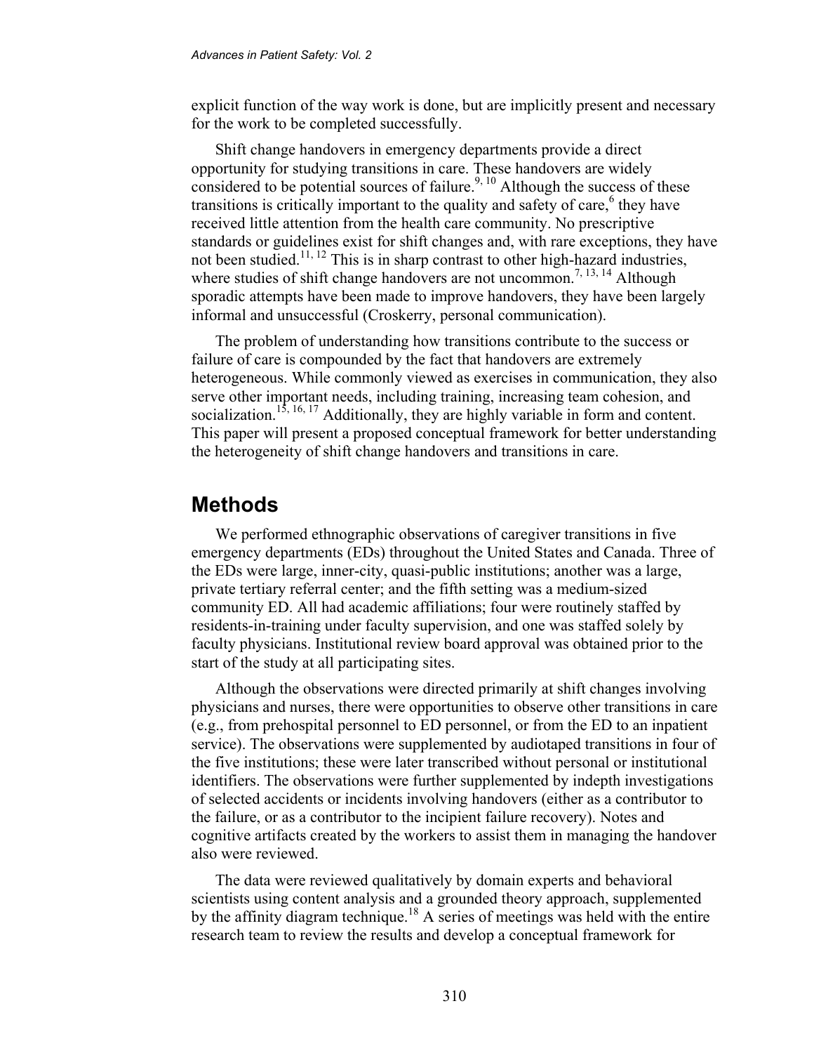explicit function of the way work is done, but are implicitly present and necessary for the work to be completed successfully.

Shift change handovers in emergency departments provide a direct opportunity for studying transitions in care. These handovers are widely considered to be potential sources of failure.[9, 10] Although the success of these transitions is critically important to the quality and safety of care,[6] they have received little attention from the health care community. No prescriptive standards or guidelines exist for shift changes and, with rare exceptions, they have not been studied.[11, 12] This is in sharp contrast to other high-hazard industries, where studies of shift change handovers are not uncommon.[7, 13, 14] Although sporadic attempts have been made to improve handovers, they have been largely informal and unsuccessful (Croskerry, personal communication).

The problem of understanding how transitions contribute to the success or failure of care is compounded by the fact that handovers are extremely heterogeneous. While commonly viewed as exercises in communication, they also serve other important needs, including training, increasing team cohesion, and socialization.[15, 16, 17] Additionally, they are highly variable in form and content. This paper will present a proposed conceptual framework for better understanding the heterogeneity of shift change handovers and transitions in care.

## Methods

We performed ethnographic observations of caregiver transitions in five emergency departments (EDs) throughout the United States and Canada. Three of the EDs were large, inner-city, quasi-public institutions; another was a large, private tertiary referral center; and the fifth setting was a medium-sized community ED. All had academic affiliations; four were routinely staffed by residents-in-training under faculty supervision, and one was staffed solely by faculty physicians. Institutional review board approval was obtained prior to the start of the study at all participating sites.

Although the observations were directed primarily at shift changes involving physicians and nurses, there were opportunities to observe other transitions in care (e.g., from prehospital personnel to ED personnel, or from the ED to an inpatient service). The observations were supplemented by audiotaped transitions in four of the five institutions; these were later transcribed without personal or institutional identifiers. The observations were further supplemented by indepth investigations of selected accidents or incidents involving handovers (either as a contributor to the failure, or as a contributor to the incipient failure recovery). Notes and cognitive artifacts created by the workers to assist them in managing the handover also were reviewed.

The data were reviewed qualitatively by domain experts and behavioral scientists using content analysis and a grounded theory approach, supplemented by the affinity diagram technique.[18] A series of meetings was held with the entire research team to review the results and develop a conceptual framework for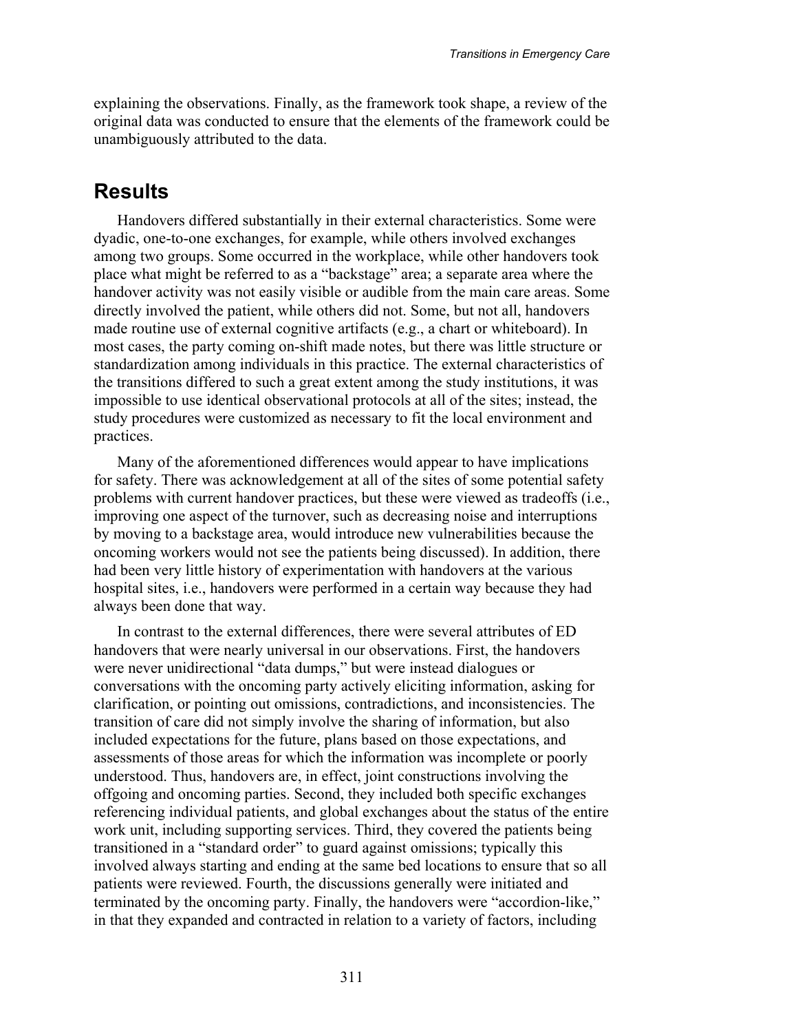explaining the observations. Finally, as the framework took shape, a review of the original data was conducted to ensure that the elements of the framework could be unambiguously attributed to the data.

## Results

Handovers differed substantially in their external characteristics. Some were dyadic, one-to-one exchanges, for example, while others involved exchanges among two groups. Some occurred in the workplace, while other handovers took place what might be referred to as a "backstage" area; a separate area where the handover activity was not easily visible or audible from the main care areas. Some directly involved the patient, while others did not. Some, but not all, handovers made routine use of external cognitive artifacts (e.g., a chart or whiteboard). In most cases, the party coming on-shift made notes, but there was little structure or standardization among individuals in this practice. The external characteristics of the transitions differed to such a great extent among the study institutions, it was impossible to use identical observational protocols at all of the sites; instead, the study procedures were customized as necessary to fit the local environment and practices.

Many of the aforementioned differences would appear to have implications for safety. There was acknowledgement at all of the sites of some potential safety problems with current handover practices, but these were viewed as tradeoffs (i.e., improving one aspect of the turnover, such as decreasing noise and interruptions by moving to a backstage area, would introduce new vulnerabilities because the oncoming workers would not see the patients being discussed). In addition, there had been very little history of experimentation with handovers at the various hospital sites, i.e., handovers were performed in a certain way because they had always been done that way.

In contrast to the external differences, there were several attributes of ED handovers that were nearly universal in our observations. First, the handovers were never unidirectional "data dumps," but were instead dialogues or conversations with the oncoming party actively eliciting information, asking for clarification, or pointing out omissions, contradictions, and inconsistencies. The transition of care did not simply involve the sharing of information, but also included expectations for the future, plans based on those expectations, and assessments of those areas for which the information was incomplete or poorly understood. Thus, handovers are, in effect, joint constructions involving the offgoing and oncoming parties. Second, they included both specific exchanges referencing individual patients, and global exchanges about the status of the entire work unit, including supporting services. Third, they covered the patients being transitioned in a "standard order" to guard against omissions; typically this involved always starting and ending at the same bed locations to ensure that so all patients were reviewed. Fourth, the discussions generally were initiated and terminated by the oncoming party. Finally, the handovers were "accordion-like," in that they expanded and contracted in relation to a variety of factors, including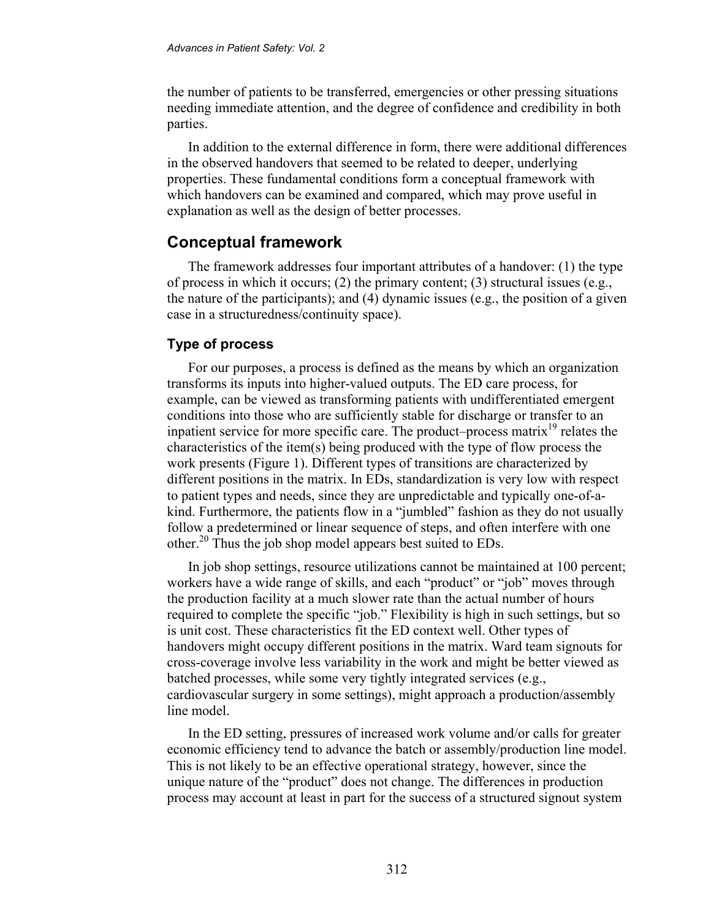the number of patients to be transferred, emergencies or other pressing situations needing immediate attention, and the degree of confidence and credibility in both parties.

In addition to the external difference in form, there were additional differences in the observed handovers that seemed to be related to deeper, underlying properties. These fundamental conditions form a conceptual framework with which handovers can be examined and compared, which may prove useful in explanation as well as the design of better processes.

## Conceptual framework

The framework addresses four important attributes of a handover: (1) the type of process in which it occurs; (2) the primary content; (3) structural issues (e.g., the nature of the participants); and (4) dynamic issues (e.g., the position of a given case in a structuredness/continuity space).

### Type of process

For our purposes, a process is defined as the means by which an organization transforms its inputs into higher-valued outputs. The ED care process, for example, can be viewed as transforming patients with undifferentiated emergent conditions into those who are sufficiently stable for discharge or transfer to an inpatient service for more specific care. The product–process matrix[19] relates the characteristics of the item(s) being produced with the type of flow process the work presents (Figure 1). Different types of transitions are characterized by different positions in the matrix. In EDs, standardization is very low with respect to patient types and needs, since they are unpredictable and typically one-of-a-kind. Furthermore, the patients flow in a "jumbled" fashion as they do not usually follow a predetermined or linear sequence of steps, and often interfere with one other.[20] Thus the job shop model appears best suited to EDs.

In job shop settings, resource utilizations cannot be maintained at 100 percent; workers have a wide range of skills, and each "product" or "job" moves through the production facility at a much slower rate than the actual number of hours required to complete the specific "job." Flexibility is high in such settings, but so is unit cost. These characteristics fit the ED context well. Other types of handovers might occupy different positions in the matrix. Ward team signouts for cross-coverage involve less variability in the work and might be better viewed as batched processes, while some very tightly integrated services (e.g., cardiovascular surgery in some settings), might approach a production/assembly line model.

In the ED setting, pressures of increased work volume and/or calls for greater economic efficiency tend to advance the batch or assembly/production line model. This is not likely to be an effective operational strategy, however, since the unique nature of the "product" does not change. The differences in production process may account at least in part for the success of a structured signout system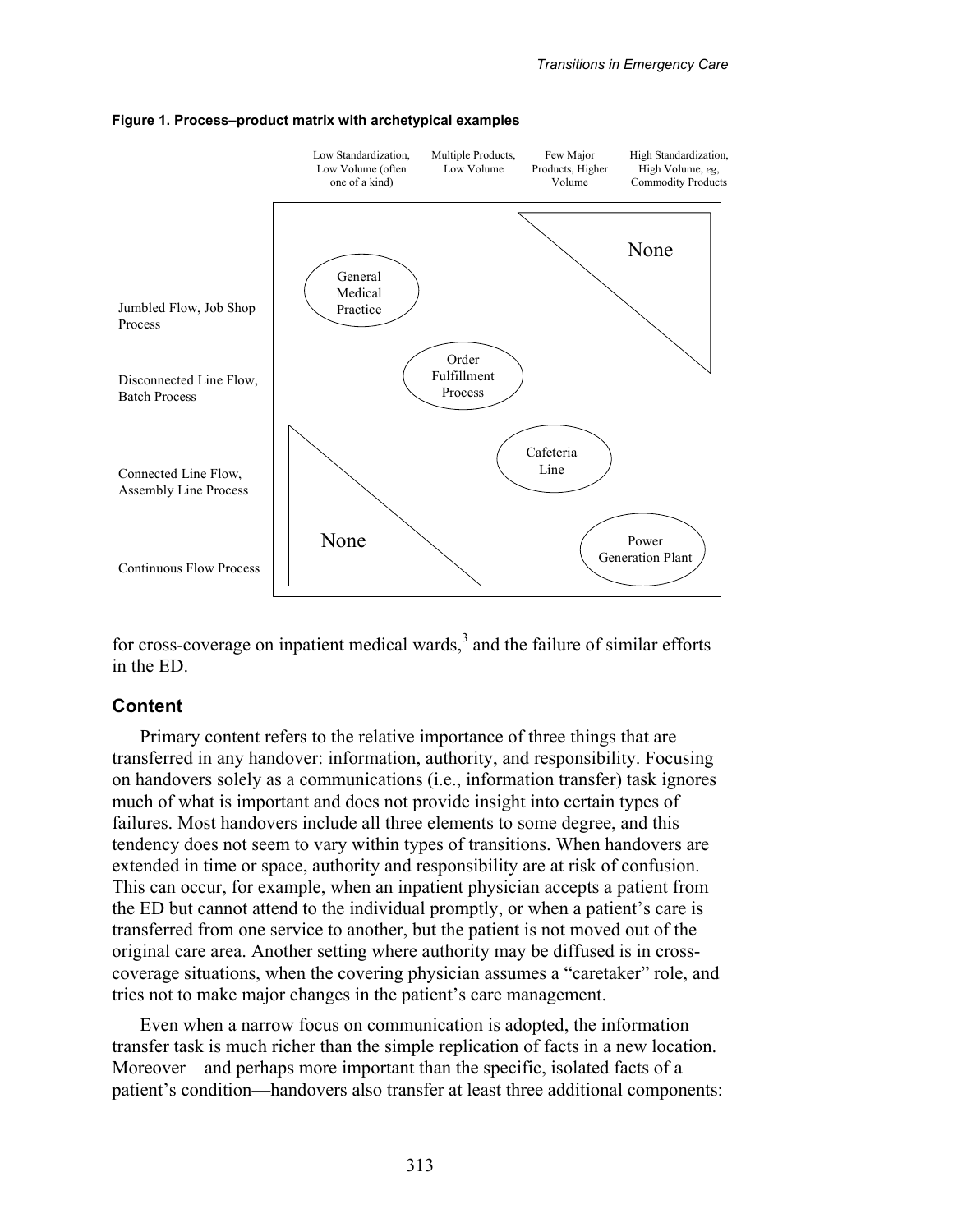**Figure 1. Process–product matrix with archetypical examples**

| | Low Standardization, Low Volume (often one of a kind) | Multiple Products, Low Volume | Few Major Products, Higher Volume | High Standardization, High Volume, *eg*, Commodity Products |
|---|---|---|---|---|
| Jumbled Flow, Job Shop Process | General Medical Practice | | | None |
| Disconnected Line Flow, Batch Process | | Order Fulfillment Process | | |
| Connected Line Flow, Assembly Line Process | | | Cafeteria Line | |
| Continuous Flow Process | None | | | Power Generation Plant |

for cross-coverage on inpatient medical wards,[3] and the failure of similar efforts in the ED.

## Content

Primary content refers to the relative importance of three things that are transferred in any handover: information, authority, and responsibility. Focusing on handovers solely as a communications (i.e., information transfer) task ignores much of what is important and does not provide insight into certain types of failures. Most handovers include all three elements to some degree, and this tendency does not seem to vary within types of transitions. When handovers are extended in time or space, authority and responsibility are at risk of confusion. This can occur, for example, when an inpatient physician accepts a patient from the ED but cannot attend to the individual promptly, or when a patient's care is transferred from one service to another, but the patient is not moved out of the original care area. Another setting where authority may be diffused is in cross-coverage situations, when the covering physician assumes a "caretaker" role, and tries not to make major changes in the patient's care management.

Even when a narrow focus on communication is adopted, the information transfer task is much richer than the simple replication of facts in a new location. Moreover—and perhaps more important than the specific, isolated facts of a patient's condition—handovers also transfer at least three additional components: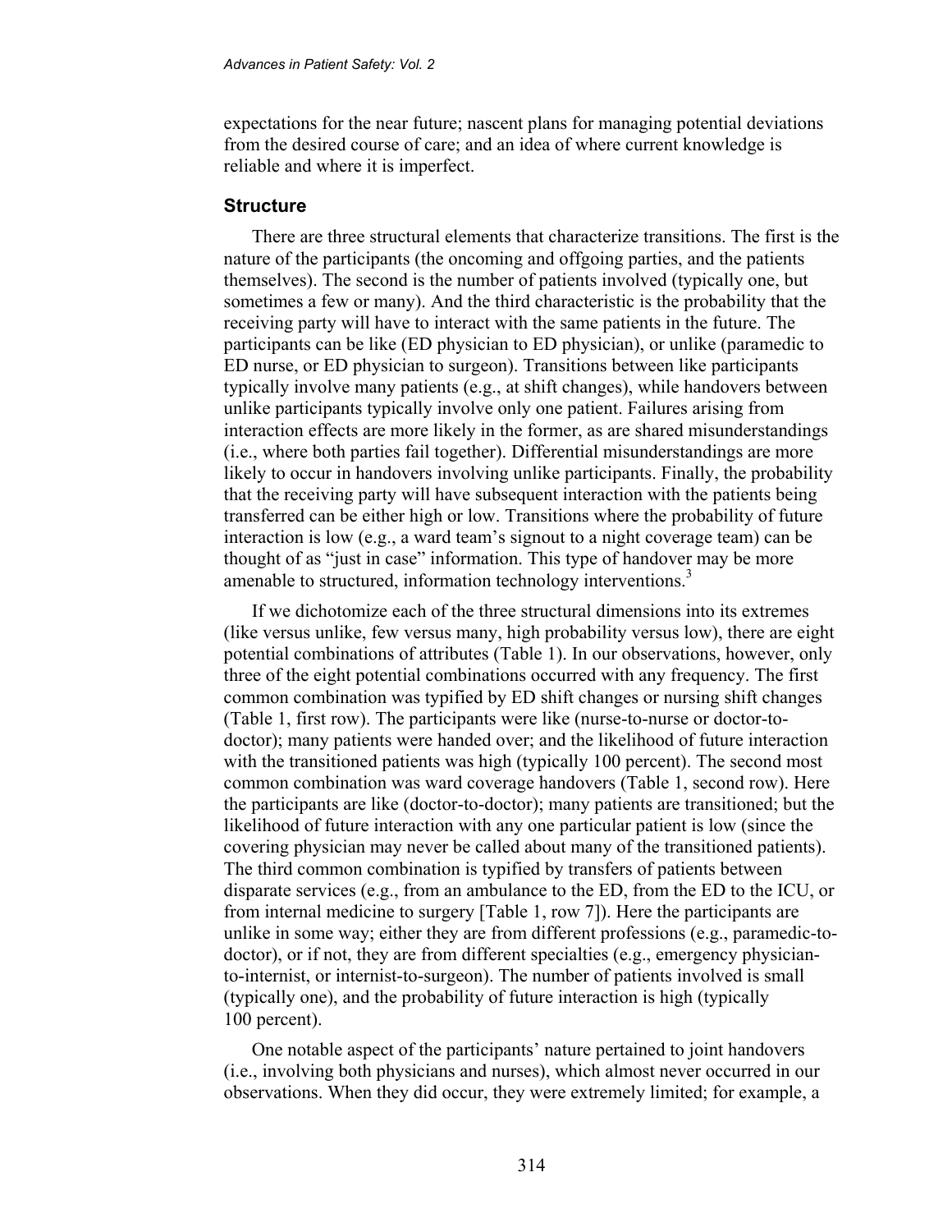expectations for the near future; nascent plans for managing potential deviations from the desired course of care; and an idea of where current knowledge is reliable and where it is imperfect.

### Structure

There are three structural elements that characterize transitions. The first is the nature of the participants (the oncoming and offgoing parties, and the patients themselves). The second is the number of patients involved (typically one, but sometimes a few or many). And the third characteristic is the probability that the receiving party will have to interact with the same patients in the future. The participants can be like (ED physician to ED physician), or unlike (paramedic to ED nurse, or ED physician to surgeon). Transitions between like participants typically involve many patients (e.g., at shift changes), while handovers between unlike participants typically involve only one patient. Failures arising from interaction effects are more likely in the former, as are shared misunderstandings (i.e., where both parties fail together). Differential misunderstandings are more likely to occur in handovers involving unlike participants. Finally, the probability that the receiving party will have subsequent interaction with the patients being transferred can be either high or low. Transitions where the probability of future interaction is low (e.g., a ward team's signout to a night coverage team) can be thought of as "just in case" information. This type of handover may be more amenable to structured, information technology interventions.[3]

If we dichotomize each of the three structural dimensions into its extremes (like versus unlike, few versus many, high probability versus low), there are eight potential combinations of attributes (Table 1). In our observations, however, only three of the eight potential combinations occurred with any frequency. The first common combination was typified by ED shift changes or nursing shift changes (Table 1, first row). The participants were like (nurse-to-nurse or doctor-to-doctor); many patients were handed over; and the likelihood of future interaction with the transitioned patients was high (typically 100 percent). The second most common combination was ward coverage handovers (Table 1, second row). Here the participants are like (doctor-to-doctor); many patients are transitioned; but the likelihood of future interaction with any one particular patient is low (since the covering physician may never be called about many of the transitioned patients). The third common combination is typified by transfers of patients between disparate services (e.g., from an ambulance to the ED, from the ED to the ICU, or from internal medicine to surgery [Table 1, row 7]). Here the participants are unlike in some way; either they are from different professions (e.g., paramedic-to-doctor), or if not, they are from different specialties (e.g., emergency physician-to-internist, or internist-to-surgeon). The number of patients involved is small (typically one), and the probability of future interaction is high (typically 100 percent).

One notable aspect of the participants' nature pertained to joint handovers (i.e., involving both physicians and nurses), which almost never occurred in our observations. When they did occur, they were extremely limited; for example, a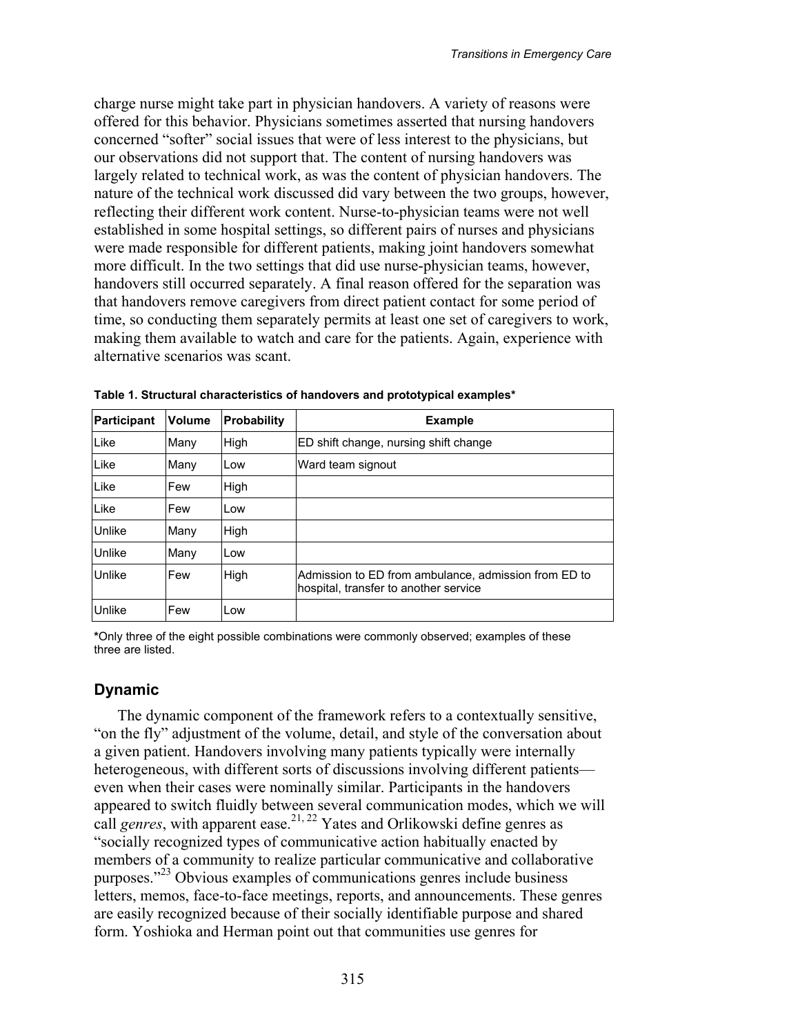charge nurse might take part in physician handovers. A variety of reasons were offered for this behavior. Physicians sometimes asserted that nursing handovers concerned "softer" social issues that were of less interest to the physicians, but our observations did not support that. The content of nursing handovers was largely related to technical work, as was the content of physician handovers. The nature of the technical work discussed did vary between the two groups, however, reflecting their different work content. Nurse-to-physician teams were not well established in some hospital settings, so different pairs of nurses and physicians were made responsible for different patients, making joint handovers somewhat more difficult. In the two settings that did use nurse-physician teams, however, handovers still occurred separately. A final reason offered for the separation was that handovers remove caregivers from direct patient contact for some period of time, so conducting them separately permits at least one set of caregivers to work, making them available to watch and care for the patients. Again, experience with alternative scenarios was scant.

**Table 1. Structural characteristics of handovers and prototypical examples***

| Participant | Volume | Probability | Example |
|---|---|---|---|
| Like | Many | High | ED shift change, nursing shift change |
| Like | Many | Low | Ward team signout |
| Like | Few | High | |
| Like | Few | Low | |
| Unlike | Many | High | |
| Unlike | Many | Low | |
| Unlike | Few | High | Admission to ED from ambulance, admission from ED to hospital, transfer to another service |
| Unlike | Few | Low | |

**\***Only three of the eight possible combinations were commonly observed; examples of these three are listed.

## Dynamic

The dynamic component of the framework refers to a contextually sensitive, "on the fly" adjustment of the volume, detail, and style of the conversation about a given patient. Handovers involving many patients typically were internally heterogeneous, with different sorts of discussions involving different patients—even when their cases were nominally similar. Participants in the handovers appeared to switch fluidly between several communication modes, which we will call *genres*, with apparent ease.[21, 22] Yates and Orlikowski define genres as "socially recognized types of communicative action habitually enacted by members of a community to realize particular communicative and collaborative purposes."[23] Obvious examples of communications genres include business letters, memos, face-to-face meetings, reports, and announcements. These genres are easily recognized because of their socially identifiable purpose and shared form. Yoshioka and Herman point out that communities use genres for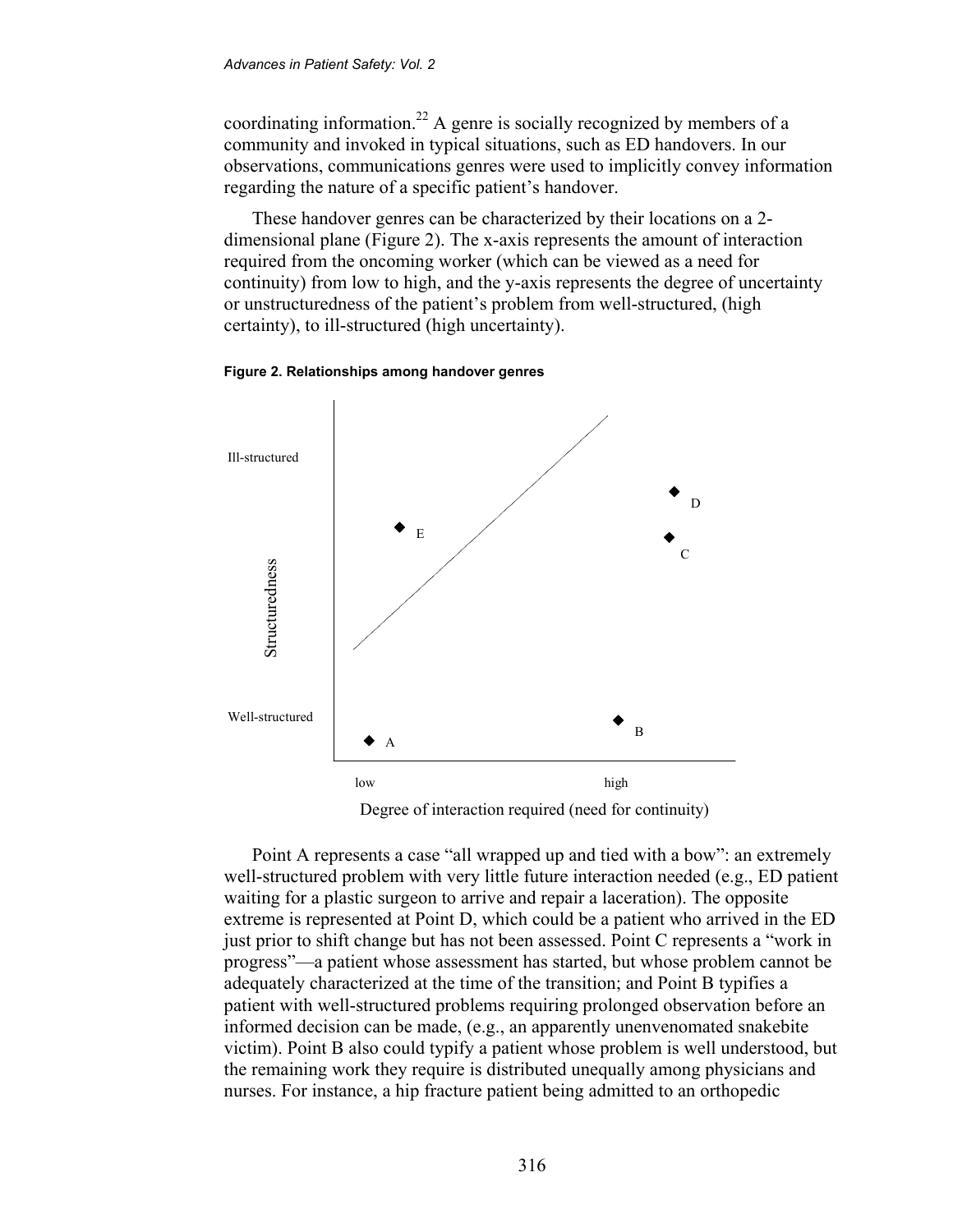coordinating information.[22] A genre is socially recognized by members of a community and invoked in typical situations, such as ED handovers. In our observations, communications genres were used to implicitly convey information regarding the nature of a specific patient's handover.

These handover genres can be characterized by their locations on a 2-dimensional plane (Figure 2). The x-axis represents the amount of interaction required from the oncoming worker (which can be viewed as a need for continuity) from low to high, and the y-axis represents the degree of uncertainty or unstructuredness of the patient's problem from well-structured, (high certainty), to ill-structured (high uncertainty).

**Figure 2. Relationships among handover genres**

Point A represents a case "all wrapped up and tied with a bow": an extremely well-structured problem with very little future interaction needed (e.g., ED patient waiting for a plastic surgeon to arrive and repair a laceration). The opposite extreme is represented at Point D, which could be a patient who arrived in the ED just prior to shift change but has not been assessed. Point C represents a "work in progress"—a patient whose assessment has started, but whose problem cannot be adequately characterized at the time of the transition; and Point B typifies a patient with well-structured problems requiring prolonged observation before an informed decision can be made, (e.g., an apparently unenvenomated snakebite victim). Point B also could typify a patient whose problem is well understood, but the remaining work they require is distributed unequally among physicians and nurses. For instance, a hip fracture patient being admitted to an orthopedic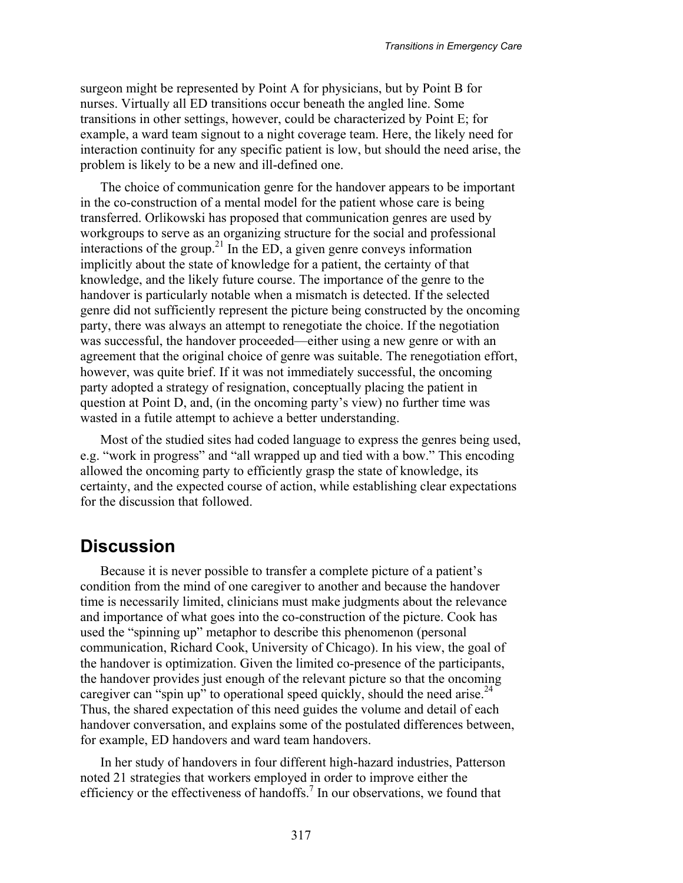surgeon might be represented by Point A for physicians, but by Point B for nurses. Virtually all ED transitions occur beneath the angled line. Some transitions in other settings, however, could be characterized by Point E; for example, a ward team signout to a night coverage team. Here, the likely need for interaction continuity for any specific patient is low, but should the need arise, the problem is likely to be a new and ill-defined one.

The choice of communication genre for the handover appears to be important in the co-construction of a mental model for the patient whose care is being transferred. Orlikowski has proposed that communication genres are used by workgroups to serve as an organizing structure for the social and professional interactions of the group.[21] In the ED, a given genre conveys information implicitly about the state of knowledge for a patient, the certainty of that knowledge, and the likely future course. The importance of the genre to the handover is particularly notable when a mismatch is detected. If the selected genre did not sufficiently represent the picture being constructed by the oncoming party, there was always an attempt to renegotiate the choice. If the negotiation was successful, the handover proceeded—either using a new genre or with an agreement that the original choice of genre was suitable. The renegotiation effort, however, was quite brief. If it was not immediately successful, the oncoming party adopted a strategy of resignation, conceptually placing the patient in question at Point D, and, (in the oncoming party's view) no further time was wasted in a futile attempt to achieve a better understanding.

Most of the studied sites had coded language to express the genres being used, e.g. "work in progress" and "all wrapped up and tied with a bow." This encoding allowed the oncoming party to efficiently grasp the state of knowledge, its certainty, and the expected course of action, while establishing clear expectations for the discussion that followed.

## Discussion

Because it is never possible to transfer a complete picture of a patient's condition from the mind of one caregiver to another and because the handover time is necessarily limited, clinicians must make judgments about the relevance and importance of what goes into the co-construction of the picture. Cook has used the "spinning up" metaphor to describe this phenomenon (personal communication, Richard Cook, University of Chicago). In his view, the goal of the handover is optimization. Given the limited co-presence of the participants, the handover provides just enough of the relevant picture so that the oncoming caregiver can "spin up" to operational speed quickly, should the need arise.[24] Thus, the shared expectation of this need guides the volume and detail of each handover conversation, and explains some of the postulated differences between, for example, ED handovers and ward team handovers.

In her study of handovers in four different high-hazard industries, Patterson noted 21 strategies that workers employed in order to improve either the efficiency or the effectiveness of handoffs.[7] In our observations, we found that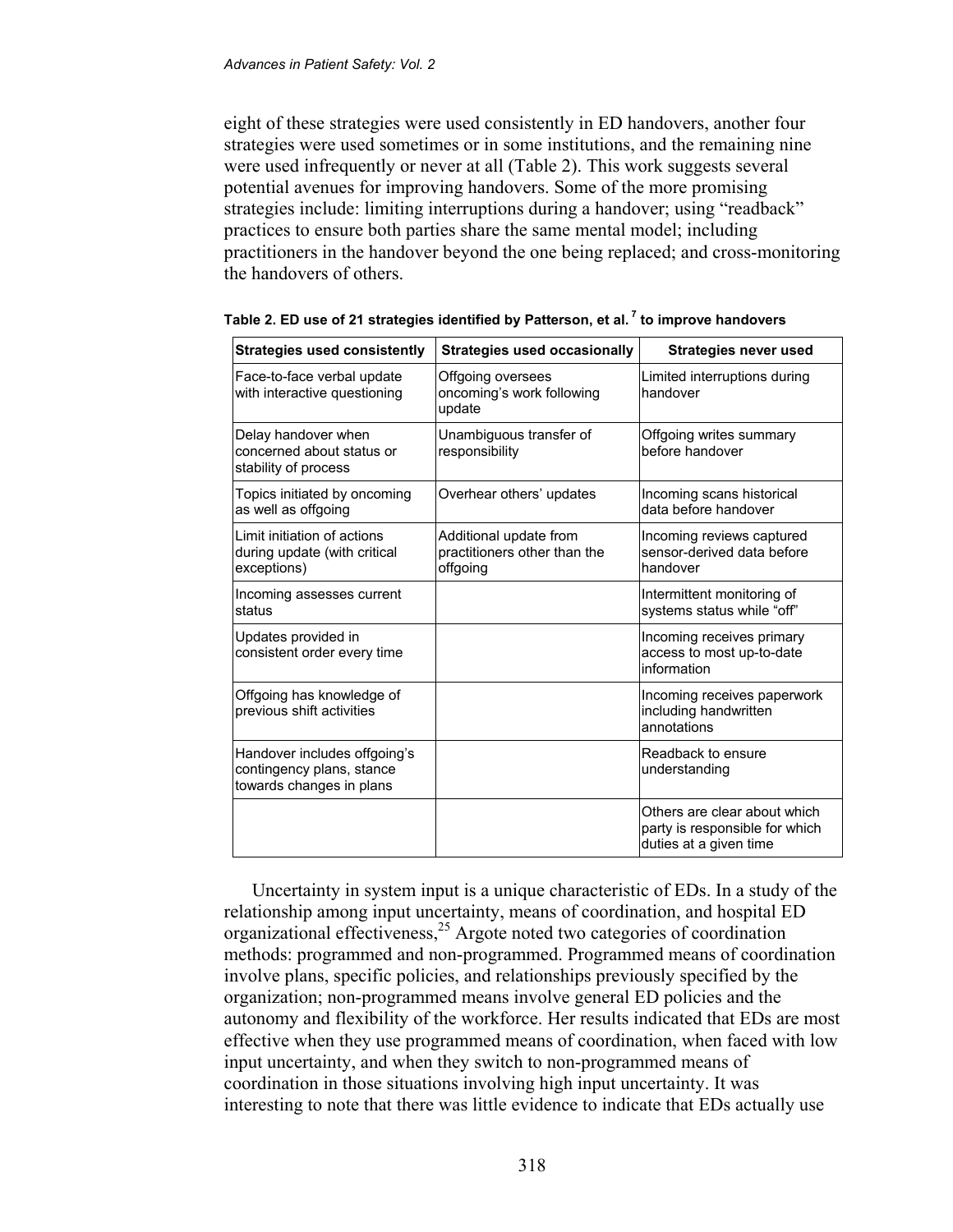eight of these strategies were used consistently in ED handovers, another four strategies were used sometimes or in some institutions, and the remaining nine were used infrequently or never at all (Table 2). This work suggests several potential avenues for improving handovers. Some of the more promising strategies include: limiting interruptions during a handover; using "readback" practices to ensure both parties share the same mental model; including practitioners in the handover beyond the one being replaced; and cross-monitoring the handovers of others.

**Table 2. ED use of 21 strategies identified by Patterson, et al.[7] to improve handovers**

| Strategies used consistently | Strategies used occasionally | Strategies never used |
|---|---|---|
| Face-to-face verbal update with interactive questioning | Offgoing oversees oncoming's work following update | Limited interruptions during handover |
| Delay handover when concerned about status or stability of process | Unambiguous transfer of responsibility | Offgoing writes summary before handover |
| Topics initiated by oncoming as well as offgoing | Overhear others' updates | Incoming scans historical data before handover |
| Limit initiation of actions during update (with critical exceptions) | Additional update from practitioners other than the offgoing | Incoming reviews captured sensor-derived data before handover |
| Incoming assesses current status | | Intermittent monitoring of systems status while "off" |
| Updates provided in consistent order every time | | Incoming receives primary access to most up-to-date information |
| Offgoing has knowledge of previous shift activities | | Incoming receives paperwork including handwritten annotations |
| Handover includes offgoing's contingency plans, stance towards changes in plans | | Readback to ensure understanding |
| | | Others are clear about which party is responsible for which duties at a given time |

Uncertainty in system input is a unique characteristic of EDs. In a study of the relationship among input uncertainty, means of coordination, and hospital ED organizational effectiveness,[25] Argote noted two categories of coordination methods: programmed and non-programmed. Programmed means of coordination involve plans, specific policies, and relationships previously specified by the organization; non-programmed means involve general ED policies and the autonomy and flexibility of the workforce. Her results indicated that EDs are most effective when they use programmed means of coordination, when faced with low input uncertainty, and when they switch to non-programmed means of coordination in those situations involving high input uncertainty. It was interesting to note that there was little evidence to indicate that EDs actually use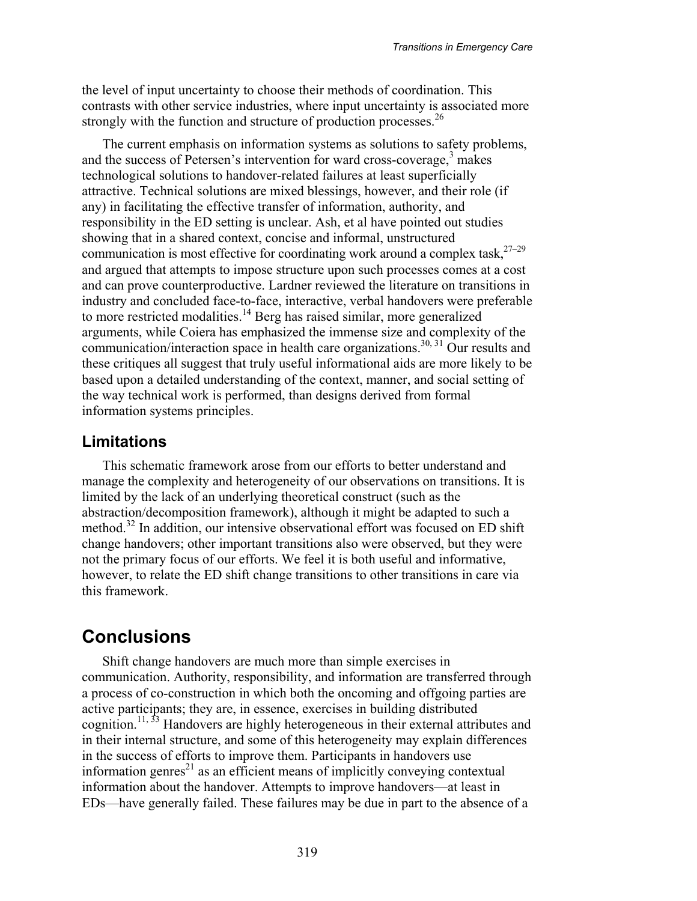the level of input uncertainty to choose their methods of coordination. This contrasts with other service industries, where input uncertainty is associated more strongly with the function and structure of production processes.[26]

The current emphasis on information systems as solutions to safety problems, and the success of Petersen's intervention for ward cross-coverage,[3] makes technological solutions to handover-related failures at least superficially attractive. Technical solutions are mixed blessings, however, and their role (if any) in facilitating the effective transfer of information, authority, and responsibility in the ED setting is unclear. Ash, et al have pointed out studies showing that in a shared context, concise and informal, unstructured communication is most effective for coordinating work around a complex task,[27–29] and argued that attempts to impose structure upon such processes comes at a cost and can prove counterproductive. Lardner reviewed the literature on transitions in industry and concluded face-to-face, interactive, verbal handovers were preferable to more restricted modalities.[14] Berg has raised similar, more generalized arguments, while Coiera has emphasized the immense size and complexity of the communication/interaction space in health care organizations.[30, 31] Our results and these critiques all suggest that truly useful informational aids are more likely to be based upon a detailed understanding of the context, manner, and social setting of the way technical work is performed, than designs derived from formal information systems principles.

## Limitations

This schematic framework arose from our efforts to better understand and manage the complexity and heterogeneity of our observations on transitions. It is limited by the lack of an underlying theoretical construct (such as the abstraction/decomposition framework), although it might be adapted to such a method.[32] In addition, our intensive observational effort was focused on ED shift change handovers; other important transitions also were observed, but they were not the primary focus of our efforts. We feel it is both useful and informative, however, to relate the ED shift change transitions to other transitions in care via this framework.

# Conclusions

Shift change handovers are much more than simple exercises in communication. Authority, responsibility, and information are transferred through a process of co-construction in which both the oncoming and offgoing parties are active participants; they are, in essence, exercises in building distributed cognition.[11, 33] Handovers are highly heterogeneous in their external attributes and in their internal structure, and some of this heterogeneity may explain differences in the success of efforts to improve them. Participants in handovers use information genres[21] as an efficient means of implicitly conveying contextual information about the handover. Attempts to improve handovers—at least in EDs—have generally failed. These failures may be due in part to the absence of a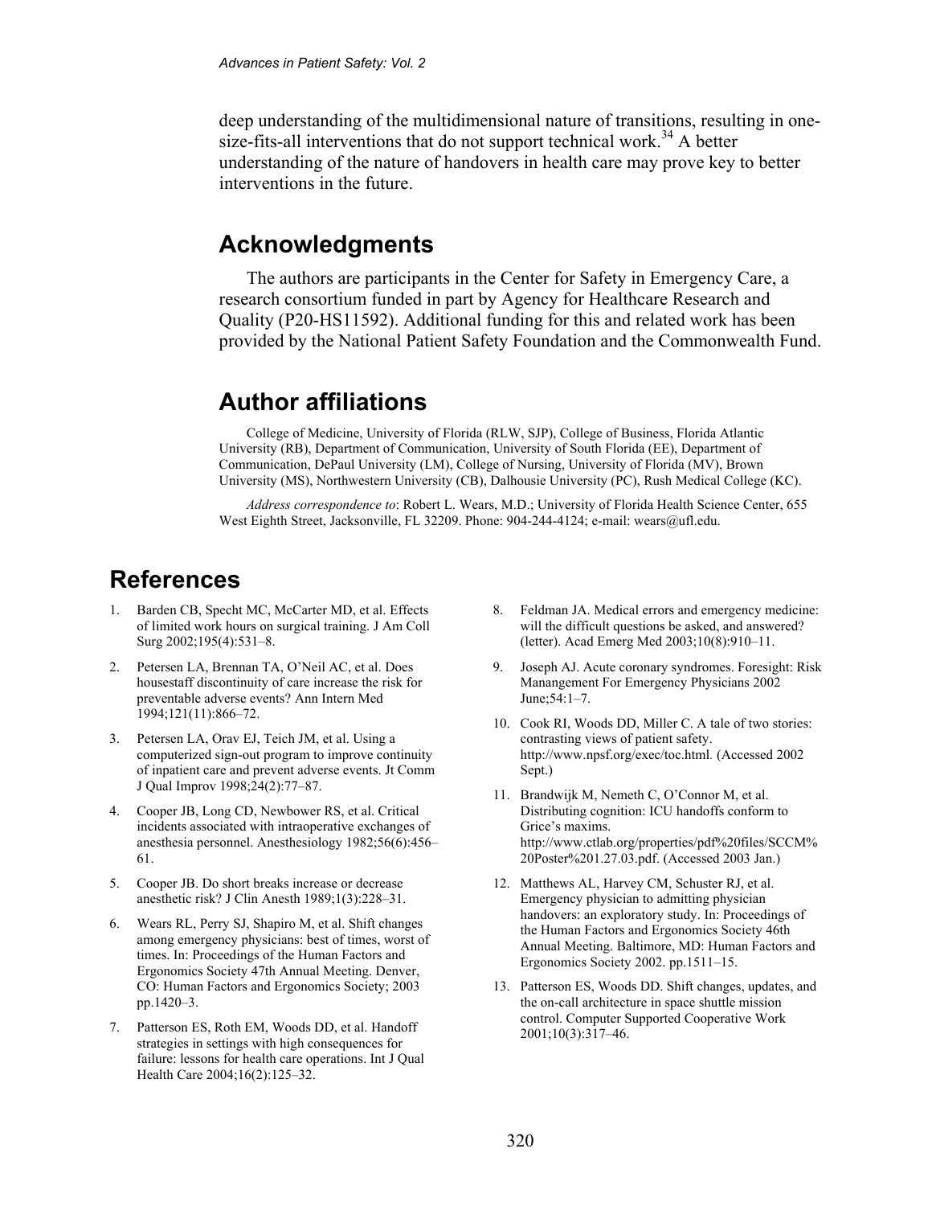deep understanding of the multidimensional nature of transitions, resulting in one-size-fits-all interventions that do not support technical work.[34] A better understanding of the nature of handovers in health care may prove key to better interventions in the future.

## Acknowledgments

The authors are participants in the Center for Safety in Emergency Care, a research consortium funded in part by Agency for Healthcare Research and Quality (P20-HS11592). Additional funding for this and related work has been provided by the National Patient Safety Foundation and the Commonwealth Fund.

## Author affiliations

College of Medicine, University of Florida (RLW, SJP), College of Business, Florida Atlantic University (RB), Department of Communication, University of South Florida (EE), Department of Communication, DePaul University (LM), College of Nursing, University of Florida (MV), Brown University (MS), Northwestern University (CB), Dalhousie University (PC), Rush Medical College (KC).

*Address correspondence to*: Robert L. Wears, M.D.; University of Florida Health Science Center, 655 West Eighth Street, Jacksonville, FL 32209. Phone: 904-244-4124; e-mail: wears@ufl.edu.

# References

1. Barden CB, Specht MC, McCarter MD, et al. Effects of limited work hours on surgical training. J Am Coll Surg 2002;195(4):531–8.
2. Petersen LA, Brennan TA, O'Neil AC, et al. Does housestaff discontinuity of care increase the risk for preventable adverse events? Ann Intern Med 1994;121(11):866–72.
3. Petersen LA, Orav EJ, Teich JM, et al. Using a computerized sign-out program to improve continuity of inpatient care and prevent adverse events. Jt Comm J Qual Improv 1998;24(2):77–87.
4. Cooper JB, Long CD, Newbower RS, et al. Critical incidents associated with intraoperative exchanges of anesthesia personnel. Anesthesiology 1982;56(6):456–61.
5. Cooper JB. Do short breaks increase or decrease anesthetic risk? J Clin Anesth 1989;1(3):228–31.
6. Wears RL, Perry SJ, Shapiro M, et al. Shift changes among emergency physicians: best of times, worst of times. In: Proceedings of the Human Factors and Ergonomics Society 47th Annual Meeting. Denver, CO: Human Factors and Ergonomics Society; 2003 pp.1420–3.
7. Patterson ES, Roth EM, Woods DD, et al. Handoff strategies in settings with high consequences for failure: lessons for health care operations. Int J Qual Health Care 2004;16(2):125–32.
8. Feldman JA. Medical errors and emergency medicine: will the difficult questions be asked, and answered? (letter). Acad Emerg Med 2003;10(8):910–11.
9. Joseph AJ. Acute coronary syndromes. Foresight: Risk Manangement For Emergency Physicians 2002 June;54:1–7.
10. Cook RI, Woods DD, Miller C. A tale of two stories: contrasting views of patient safety. http://www.npsf.org/exec/toc.html. (Accessed 2002 Sept.)
11. Brandwijk M, Nemeth C, O'Connor M, et al. Distributing cognition: ICU handoffs conform to Grice's maxims. http://www.ctlab.org/properties/pdf%20files/SCCM%20Poster%201.27.03.pdf. (Accessed 2003 Jan.)
12. Matthews AL, Harvey CM, Schuster RJ, et al. Emergency physician to admitting physician handovers: an exploratory study. In: Proceedings of the Human Factors and Ergonomics Society 46th Annual Meeting. Baltimore, MD: Human Factors and Ergonomics Society 2002. pp.1511–15.
13. Patterson ES, Woods DD. Shift changes, updates, and the on-call architecture in space shuttle mission control. Computer Supported Cooperative Work 2001;10(3):317–46.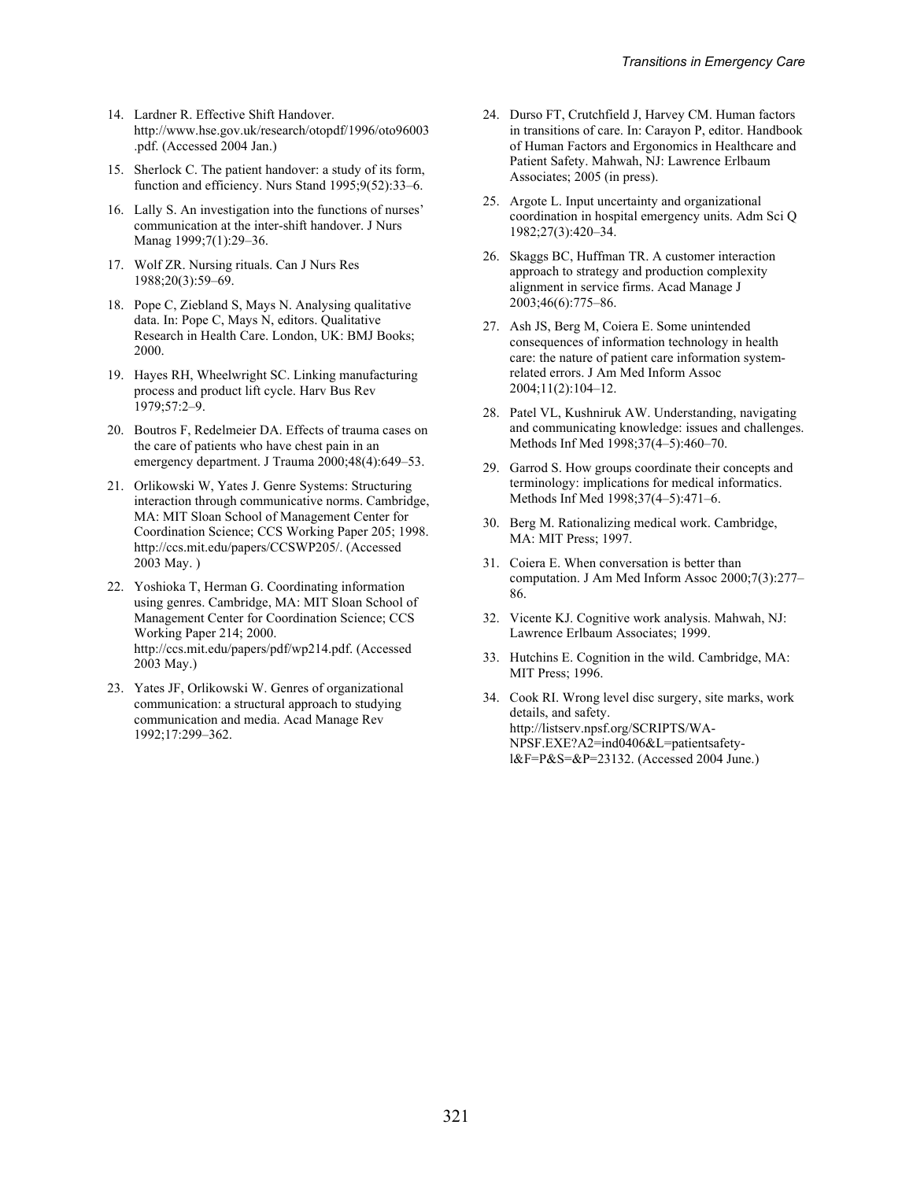14. Lardner R. Effective Shift Handover. http://www.hse.gov.uk/research/otopdf/1996/oto96003.pdf. (Accessed 2004 Jan.)

15. Sherlock C. The patient handover: a study of its form, function and efficiency. Nurs Stand 1995;9(52):33–6.

16. Lally S. An investigation into the functions of nurses' communication at the inter-shift handover. J Nurs Manag 1999;7(1):29–36.

17. Wolf ZR. Nursing rituals. Can J Nurs Res 1988;20(3):59–69.

18. Pope C, Ziebland S, Mays N. Analysing qualitative data. In: Pope C, Mays N, editors. Qualitative Research in Health Care. London, UK: BMJ Books; 2000.

19. Hayes RH, Wheelwright SC. Linking manufacturing process and product lift cycle. Harv Bus Rev 1979;57:2–9.

20. Boutros F, Redelmeier DA. Effects of trauma cases on the care of patients who have chest pain in an emergency department. J Trauma 2000;48(4):649–53.

21. Orlikowski W, Yates J. Genre Systems: Structuring interaction through communicative norms. Cambridge, MA: MIT Sloan School of Management Center for Coordination Science; CCS Working Paper 205; 1998. http://ccs.mit.edu/papers/CCSWP205/. (Accessed 2003 May. )

22. Yoshioka T, Herman G. Coordinating information using genres. Cambridge, MA: MIT Sloan School of Management Center for Coordination Science; CCS Working Paper 214; 2000. http://ccs.mit.edu/papers/pdf/wp214.pdf. (Accessed 2003 May.)

23. Yates JF, Orlikowski W. Genres of organizational communication: a structural approach to studying communication and media. Acad Manage Rev 1992;17:299–362.

24. Durso FT, Crutchfield J, Harvey CM. Human factors in transitions of care. In: Carayon P, editor. Handbook of Human Factors and Ergonomics in Healthcare and Patient Safety. Mahwah, NJ: Lawrence Erlbaum Associates; 2005 (in press).

25. Argote L. Input uncertainty and organizational coordination in hospital emergency units. Adm Sci Q 1982;27(3):420–34.

26. Skaggs BC, Huffman TR. A customer interaction approach to strategy and production complexity alignment in service firms. Acad Manage J 2003;46(6):775–86.

27. Ash JS, Berg M, Coiera E. Some unintended consequences of information technology in health care: the nature of patient care information system-related errors. J Am Med Inform Assoc 2004;11(2):104–12.

28. Patel VL, Kushniruk AW. Understanding, navigating and communicating knowledge: issues and challenges. Methods Inf Med 1998;37(4–5):460–70.

29. Garrod S. How groups coordinate their concepts and terminology: implications for medical informatics. Methods Inf Med 1998;37(4–5):471–6.

30. Berg M. Rationalizing medical work. Cambridge, MA: MIT Press; 1997.

31. Coiera E. When conversation is better than computation. J Am Med Inform Assoc 2000;7(3):277–86.

32. Vicente KJ. Cognitive work analysis. Mahwah, NJ: Lawrence Erlbaum Associates; 1999.

33. Hutchins E. Cognition in the wild. Cambridge, MA: MIT Press; 1996.

34. Cook RI. Wrong level disc surgery, site marks, work details, and safety. http://listserv.npsf.org/SCRIPTS/WA-NPSF.EXE?A2=ind0406&L=patientsafety-l&F=P&S=&P=23132. (Accessed 2004 June.)